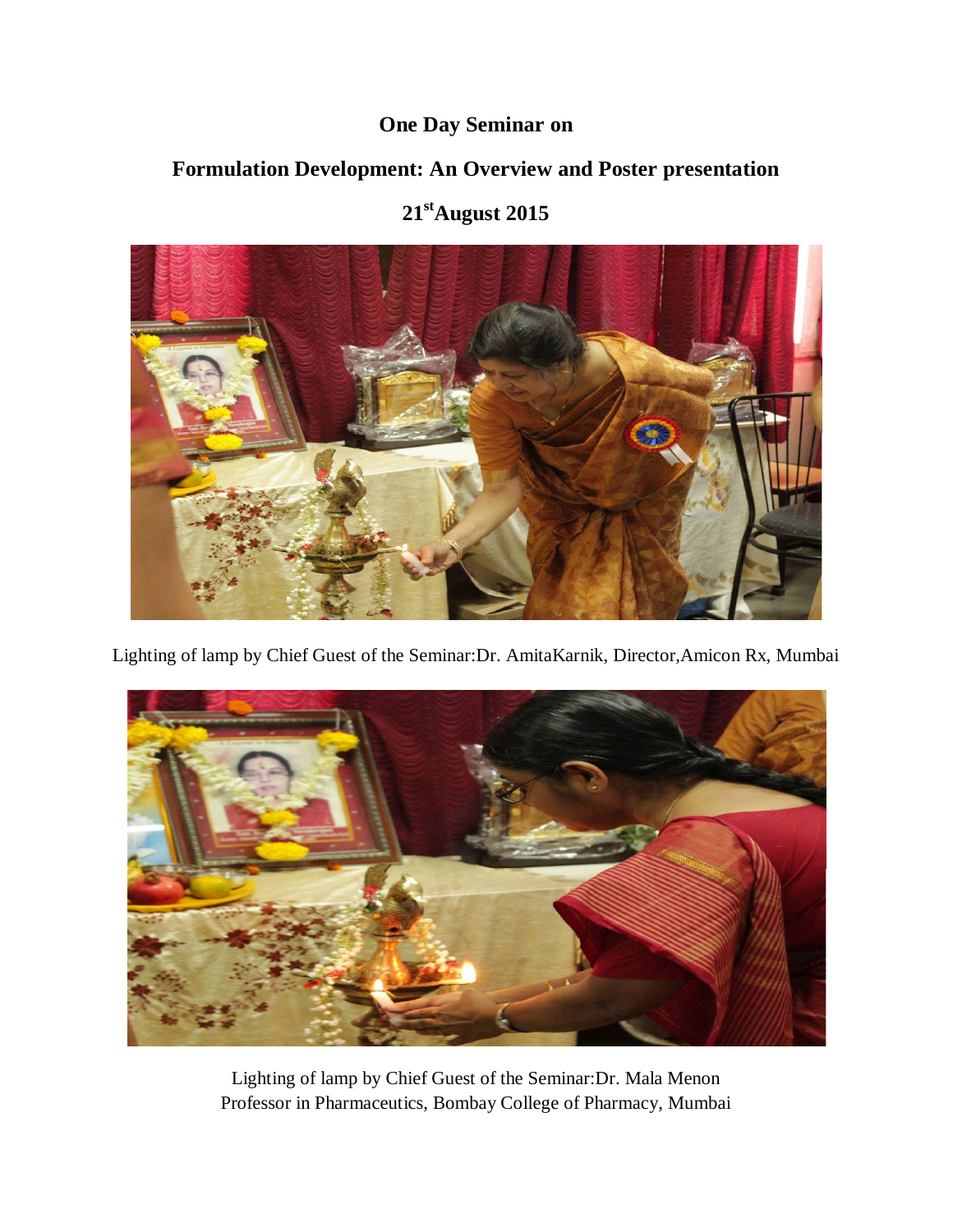# One Day Seminar on

# Formulation Development: An Overview and Poster presentation

# 21st August 2015

Lighting of lamp by Chief Guest of the Seminar:Dr. AmitaKarnik, Director,Amicon Rx, Mumbai

Lighting of lamp by Chief Guest of the Seminar:Dr. Mala Menon
Professor in Pharmaceutics, Bombay College of Pharmacy, Mumbai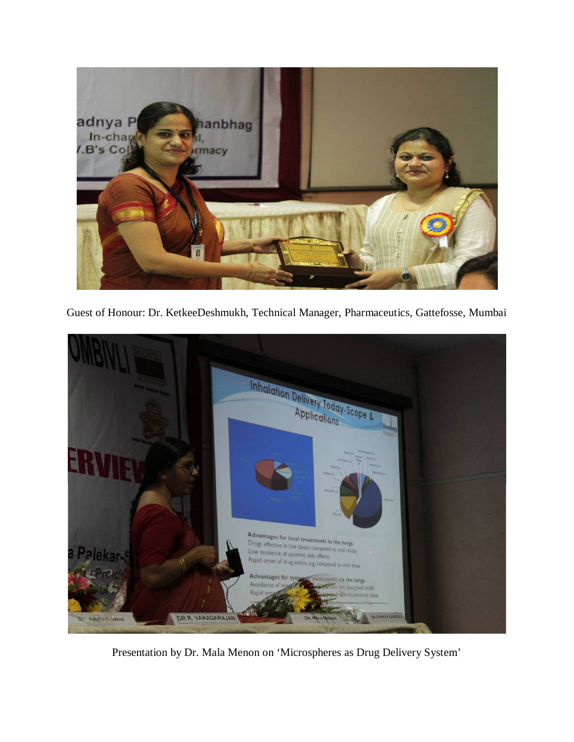Guest of Honour: Dr. KetkeeDeshmukh, Technical Manager, Pharmaceutics, Gattefosse, Mumbai

Presentation by Dr. Mala Menon on 'Microspheres as Drug Delivery System'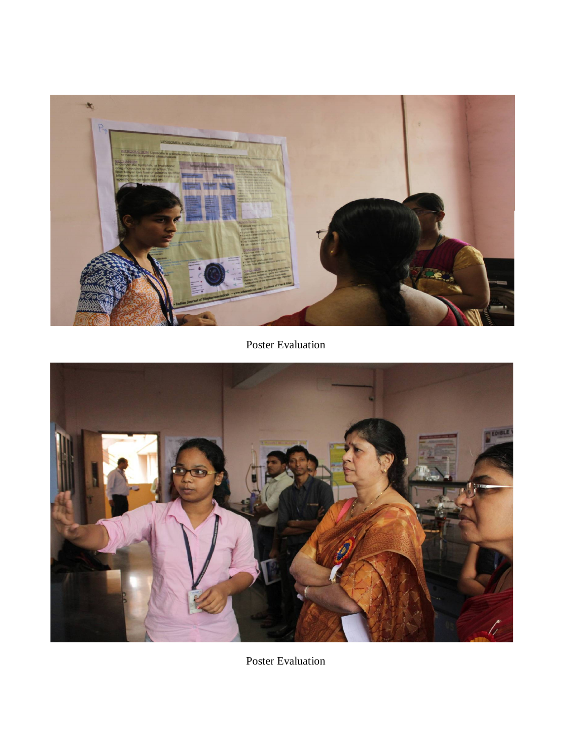Poster Evaluation

Poster Evaluation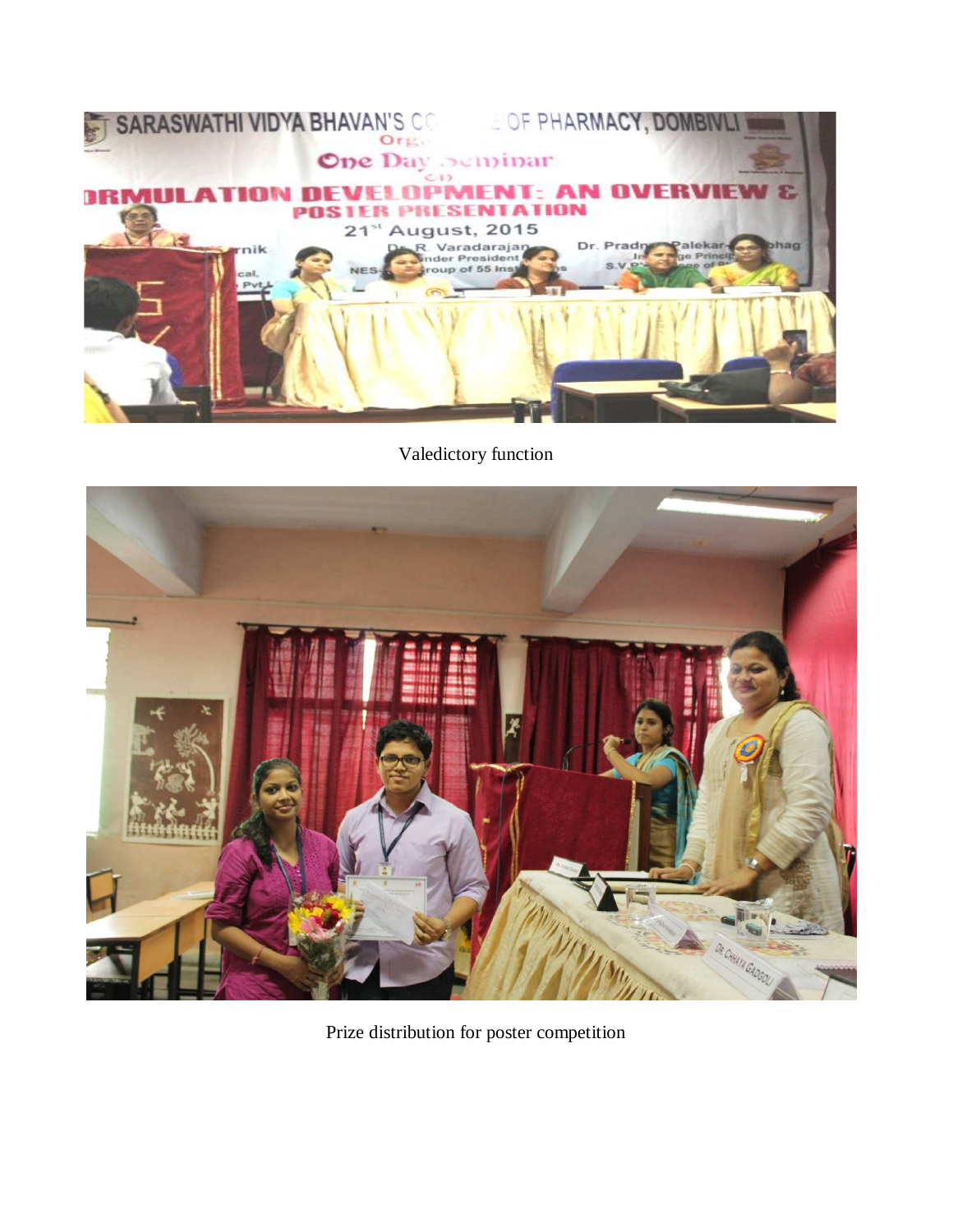Valedictory function

Prize distribution for poster competition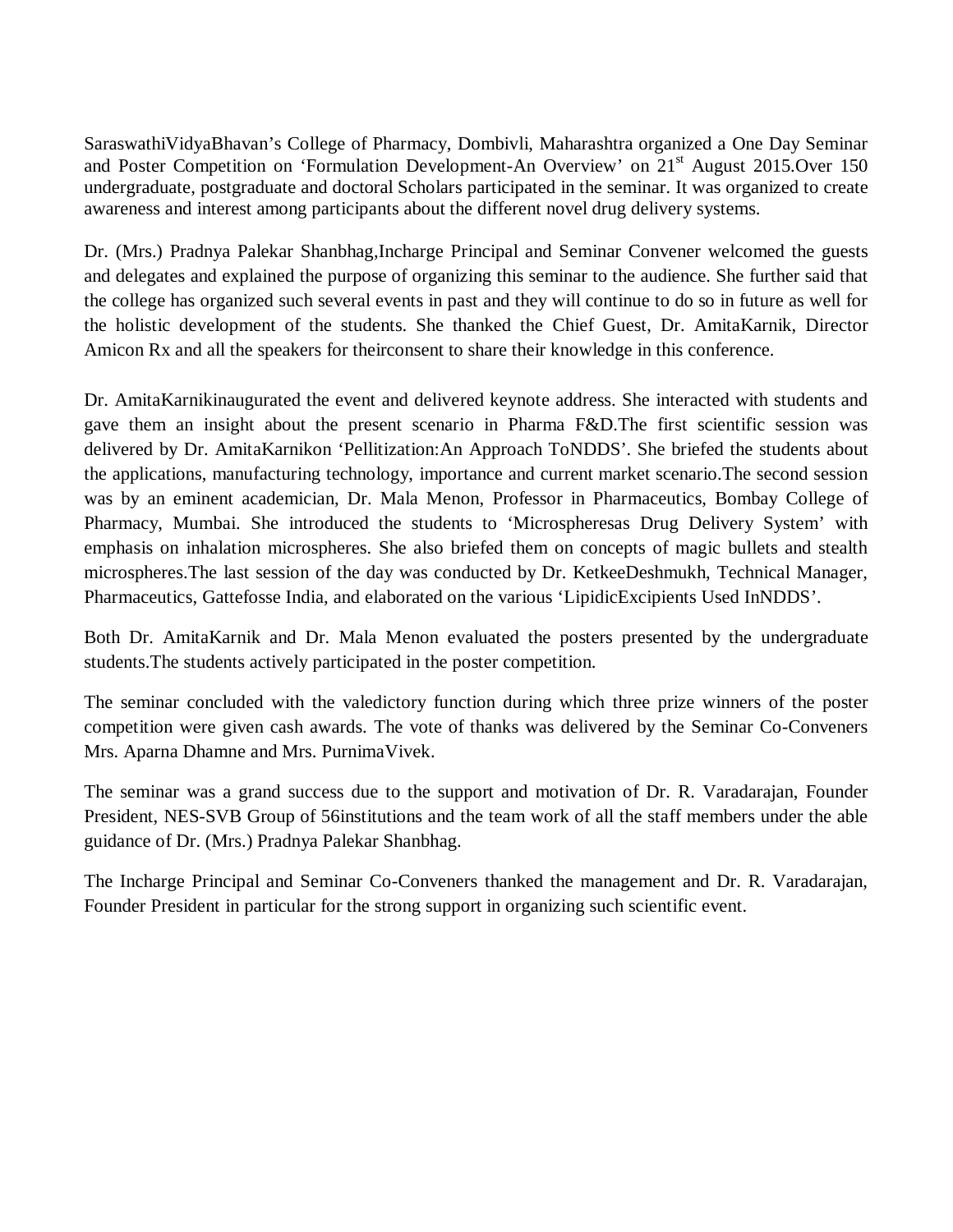SaraswathiVidyaBhavan's College of Pharmacy, Dombivli, Maharashtra organized a One Day Seminar and Poster Competition on 'Formulation Development-An Overview' on 21st August 2015.Over 150 undergraduate, postgraduate and doctoral Scholars participated in the seminar. It was organized to create awareness and interest among participants about the different novel drug delivery systems.

Dr. (Mrs.) Pradnya Palekar Shanbhag,Incharge Principal and Seminar Convener welcomed the guests and delegates and explained the purpose of organizing this seminar to the audience. She further said that the college has organized such several events in past and they will continue to do so in future as well for the holistic development of the students. She thanked the Chief Guest, Dr. AmitaKarnik, Director Amicon Rx and all the speakers for theirconsent to share their knowledge in this conference.

Dr. AmitaKarnikinaugurated the event and delivered keynote address. She interacted with students and gave them an insight about the present scenario in Pharma F&D.The first scientific session was delivered by Dr. AmitaKarnikon 'Pellitization:An Approach ToNDDS'. She briefed the students about the applications, manufacturing technology, importance and current market scenario.The second session was by an eminent academician, Dr. Mala Menon, Professor in Pharmaceutics, Bombay College of Pharmacy, Mumbai. She introduced the students to 'Microspheresas Drug Delivery System' with emphasis on inhalation microspheres. She also briefed them on concepts of magic bullets and stealth microspheres.The last session of the day was conducted by Dr. KetkeeDeshmukh, Technical Manager, Pharmaceutics, Gattefosse India, and elaborated on the various 'LipidicExcipients Used InNDDS'.

Both Dr. AmitaKarnik and Dr. Mala Menon evaluated the posters presented by the undergraduate students.The students actively participated in the poster competition.

The seminar concluded with the valedictory function during which three prize winners of the poster competition were given cash awards. The vote of thanks was delivered by the Seminar Co-Conveners Mrs. Aparna Dhamne and Mrs. PurnimaVivek.

The seminar was a grand success due to the support and motivation of Dr. R. Varadarajan, Founder President, NES-SVB Group of 56institutions and the team work of all the staff members under the able guidance of Dr. (Mrs.) Pradnya Palekar Shanbhag.

The Incharge Principal and Seminar Co-Conveners thanked the management and Dr. R. Varadarajan, Founder President in particular for the strong support in organizing such scientific event.